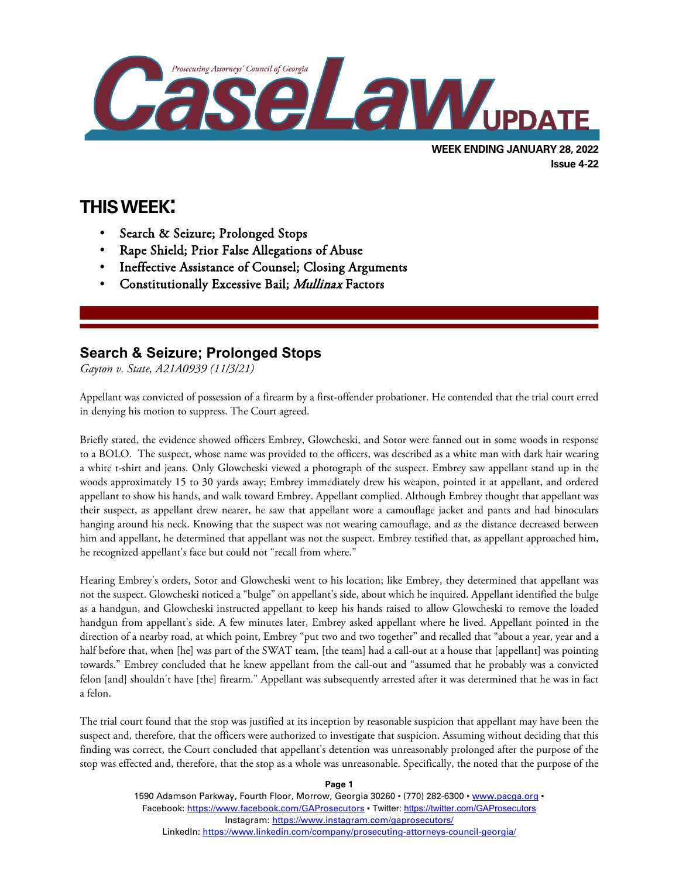# Prosecuting Attorneys' Council of Georgia CaseLaw UPDATE

**WEEK ENDING JANUARY 28, 2022**
**Issue 4-22**

## THIS WEEK:

- Search & Seizure; Prolonged Stops
- Rape Shield; Prior False Allegations of Abuse
- Ineffective Assistance of Counsel; Closing Arguments
- Constitutionally Excessive Bail; *Mullinax* Factors

## Search & Seizure; Prolonged Stops

*Gayton v. State, A21A0939 (11/3/21)*

Appellant was convicted of possession of a firearm by a first-offender probationer. He contended that the trial court erred in denying his motion to suppress. The Court agreed.

Briefly stated, the evidence showed officers Embrey, Glowcheski, and Sotor were fanned out in some woods in response to a BOLO. The suspect, whose name was provided to the officers, was described as a white man with dark hair wearing a white t-shirt and jeans. Only Glowcheski viewed a photograph of the suspect. Embrey saw appellant stand up in the woods approximately 15 to 30 yards away; Embrey immediately drew his weapon, pointed it at appellant, and ordered appellant to show his hands, and walk toward Embrey. Appellant complied. Although Embrey thought that appellant was their suspect, as appellant drew nearer, he saw that appellant wore a camouflage jacket and pants and had binoculars hanging around his neck. Knowing that the suspect was not wearing camouflage, and as the distance decreased between him and appellant, he determined that appellant was not the suspect. Embrey testified that, as appellant approached him, he recognized appellant's face but could not "recall from where."

Hearing Embrey's orders, Sotor and Glowcheski went to his location; like Embrey, they determined that appellant was not the suspect. Glowcheski noticed a "bulge" on appellant's side, about which he inquired. Appellant identified the bulge as a handgun, and Glowcheski instructed appellant to keep his hands raised to allow Glowcheski to remove the loaded handgun from appellant's side. A few minutes later, Embrey asked appellant where he lived. Appellant pointed in the direction of a nearby road, at which point, Embrey "put two and two together" and recalled that "about a year, year and a half before that, when [he] was part of the SWAT team, [the team] had a call-out at a house that [appellant] was pointing towards." Embrey concluded that he knew appellant from the call-out and "assumed that he probably was a convicted felon [and] shouldn't have [the] firearm." Appellant was subsequently arrested after it was determined that he was in fact a felon.

The trial court found that the stop was justified at its inception by reasonable suspicion that appellant may have been the suspect and, therefore, that the officers were authorized to investigate that suspicion. Assuming without deciding that this finding was correct, the Court concluded that appellant's detention was unreasonably prolonged after the purpose of the stop was effected and, therefore, that the stop as a whole was unreasonable. Specifically, the noted that the purpose of the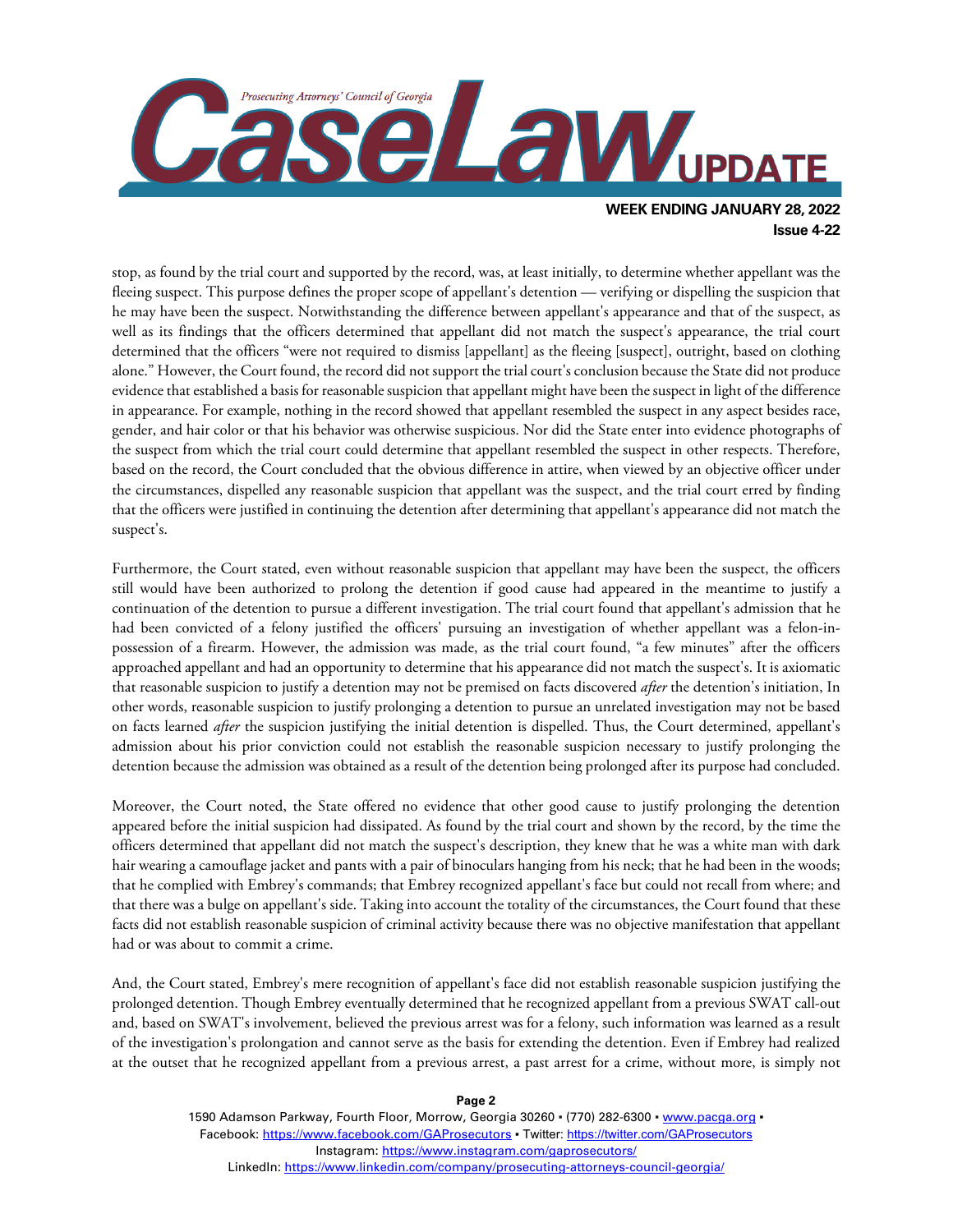stop, as found by the trial court and supported by the record, was, at least initially, to determine whether appellant was the fleeing suspect. This purpose defines the proper scope of appellant's detention — verifying or dispelling the suspicion that he may have been the suspect. Notwithstanding the difference between appellant's appearance and that of the suspect, as well as its findings that the officers determined that appellant did not match the suspect's appearance, the trial court determined that the officers "were not required to dismiss [appellant] as the fleeing [suspect], outright, based on clothing alone." However, the Court found, the record did not support the trial court's conclusion because the State did not produce evidence that established a basis for reasonable suspicion that appellant might have been the suspect in light of the difference in appearance. For example, nothing in the record showed that appellant resembled the suspect in any aspect besides race, gender, and hair color or that his behavior was otherwise suspicious. Nor did the State enter into evidence photographs of the suspect from which the trial court could determine that appellant resembled the suspect in other respects. Therefore, based on the record, the Court concluded that the obvious difference in attire, when viewed by an objective officer under the circumstances, dispelled any reasonable suspicion that appellant was the suspect, and the trial court erred by finding that the officers were justified in continuing the detention after determining that appellant's appearance did not match the suspect's.

Furthermore, the Court stated, even without reasonable suspicion that appellant may have been the suspect, the officers still would have been authorized to prolong the detention if good cause had appeared in the meantime to justify a continuation of the detention to pursue a different investigation. The trial court found that appellant's admission that he had been convicted of a felony justified the officers' pursuing an investigation of whether appellant was a felon-in-possession of a firearm. However, the admission was made, as the trial court found, "a few minutes" after the officers approached appellant and had an opportunity to determine that his appearance did not match the suspect's. It is axiomatic that reasonable suspicion to justify a detention may not be premised on facts discovered *after* the detention's initiation, In other words, reasonable suspicion to justify prolonging a detention to pursue an unrelated investigation may not be based on facts learned *after* the suspicion justifying the initial detention is dispelled. Thus, the Court determined, appellant's admission about his prior conviction could not establish the reasonable suspicion necessary to justify prolonging the detention because the admission was obtained as a result of the detention being prolonged after its purpose had concluded.

Moreover, the Court noted, the State offered no evidence that other good cause to justify prolonging the detention appeared before the initial suspicion had dissipated. As found by the trial court and shown by the record, by the time the officers determined that appellant did not match the suspect's description, they knew that he was a white man with dark hair wearing a camouflage jacket and pants with a pair of binoculars hanging from his neck; that he had been in the woods; that he complied with Embrey's commands; that Embrey recognized appellant's face but could not recall from where; and that there was a bulge on appellant's side. Taking into account the totality of the circumstances, the Court found that these facts did not establish reasonable suspicion of criminal activity because there was no objective manifestation that appellant had or was about to commit a crime.

And, the Court stated, Embrey's mere recognition of appellant's face did not establish reasonable suspicion justifying the prolonged detention. Though Embrey eventually determined that he recognized appellant from a previous SWAT call-out and, based on SWAT's involvement, believed the previous arrest was for a felony, such information was learned as a result of the investigation's prolongation and cannot serve as the basis for extending the detention. Even if Embrey had realized at the outset that he recognized appellant from a previous arrest, a past arrest for a crime, without more, is simply not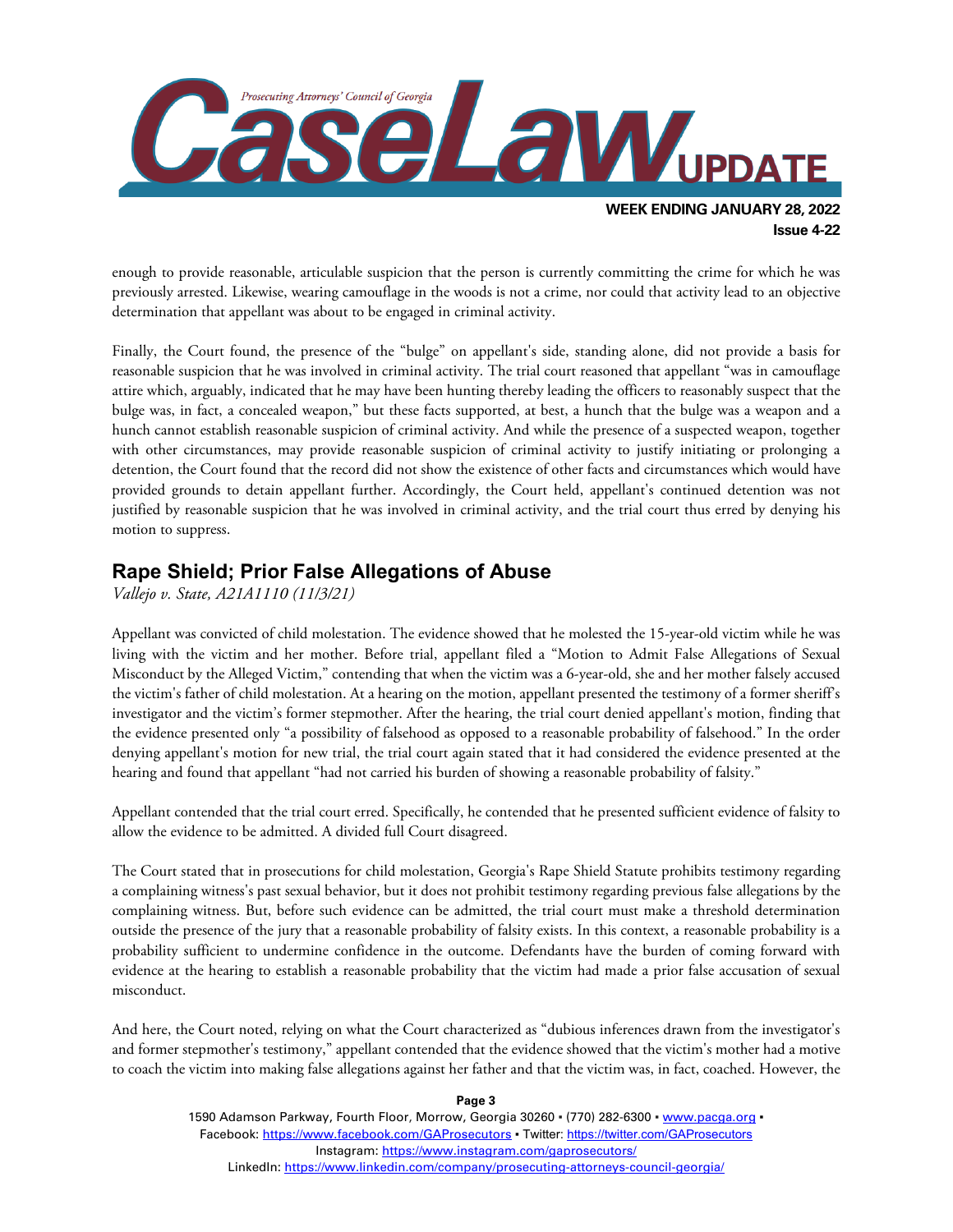enough to provide reasonable, articulable suspicion that the person is currently committing the crime for which he was previously arrested. Likewise, wearing camouflage in the woods is not a crime, nor could that activity lead to an objective determination that appellant was about to be engaged in criminal activity.

Finally, the Court found, the presence of the "bulge" on appellant's side, standing alone, did not provide a basis for reasonable suspicion that he was involved in criminal activity. The trial court reasoned that appellant "was in camouflage attire which, arguably, indicated that he may have been hunting thereby leading the officers to reasonably suspect that the bulge was, in fact, a concealed weapon," but these facts supported, at best, a hunch that the bulge was a weapon and a hunch cannot establish reasonable suspicion of criminal activity. And while the presence of a suspected weapon, together with other circumstances, may provide reasonable suspicion of criminal activity to justify initiating or prolonging a detention, the Court found that the record did not show the existence of other facts and circumstances which would have provided grounds to detain appellant further. Accordingly, the Court held, appellant's continued detention was not justified by reasonable suspicion that he was involved in criminal activity, and the trial court thus erred by denying his motion to suppress.

## Rape Shield; Prior False Allegations of Abuse

*Vallejo v. State, A21A1110 (11/3/21)*

Appellant was convicted of child molestation. The evidence showed that he molested the 15-year-old victim while he was living with the victim and her mother. Before trial, appellant filed a "Motion to Admit False Allegations of Sexual Misconduct by the Alleged Victim," contending that when the victim was a 6-year-old, she and her mother falsely accused the victim's father of child molestation. At a hearing on the motion, appellant presented the testimony of a former sheriff's investigator and the victim's former stepmother. After the hearing, the trial court denied appellant's motion, finding that the evidence presented only "a possibility of falsehood as opposed to a reasonable probability of falsehood." In the order denying appellant's motion for new trial, the trial court again stated that it had considered the evidence presented at the hearing and found that appellant "had not carried his burden of showing a reasonable probability of falsity."

Appellant contended that the trial court erred. Specifically, he contended that he presented sufficient evidence of falsity to allow the evidence to be admitted. A divided full Court disagreed.

The Court stated that in prosecutions for child molestation, Georgia's Rape Shield Statute prohibits testimony regarding a complaining witness's past sexual behavior, but it does not prohibit testimony regarding previous false allegations by the complaining witness. But, before such evidence can be admitted, the trial court must make a threshold determination outside the presence of the jury that a reasonable probability of falsity exists. In this context, a reasonable probability is a probability sufficient to undermine confidence in the outcome. Defendants have the burden of coming forward with evidence at the hearing to establish a reasonable probability that the victim had made a prior false accusation of sexual misconduct.

And here, the Court noted, relying on what the Court characterized as "dubious inferences drawn from the investigator's and former stepmother's testimony," appellant contended that the evidence showed that the victim's mother had a motive to coach the victim into making false allegations against her father and that the victim was, in fact, coached. However, the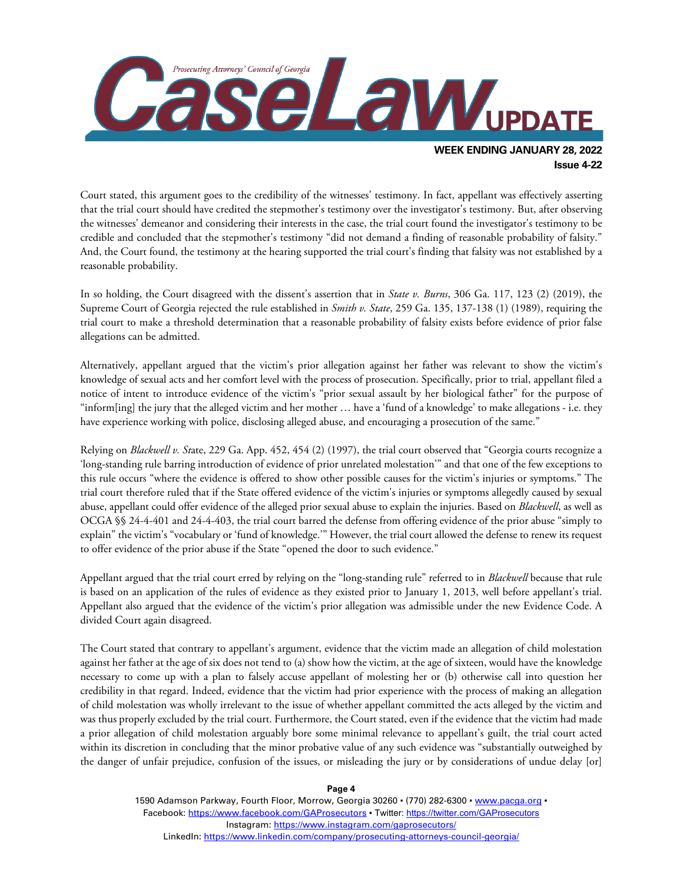Court stated, this argument goes to the credibility of the witnesses' testimony. In fact, appellant was effectively asserting that the trial court should have credited the stepmother's testimony over the investigator's testimony. But, after observing the witnesses' demeanor and considering their interests in the case, the trial court found the investigator's testimony to be credible and concluded that the stepmother's testimony "did not demand a finding of reasonable probability of falsity." And, the Court found, the testimony at the hearing supported the trial court's finding that falsity was not established by a reasonable probability.

In so holding, the Court disagreed with the dissent's assertion that in *State v. Burns*, 306 Ga. 117, 123 (2) (2019), the Supreme Court of Georgia rejected the rule established in *Smith v. State*, 259 Ga. 135, 137-138 (1) (1989), requiring the trial court to make a threshold determination that a reasonable probability of falsity exists before evidence of prior false allegations can be admitted.

Alternatively, appellant argued that the victim's prior allegation against her father was relevant to show the victim's knowledge of sexual acts and her comfort level with the process of prosecution. Specifically, prior to trial, appellant filed a notice of intent to introduce evidence of the victim's "prior sexual assault by her biological father" for the purpose of "inform[ing] the jury that the alleged victim and her mother … have a 'fund of a knowledge' to make allegations - i.e. they have experience working with police, disclosing alleged abuse, and encouraging a prosecution of the same."

Relying on *Blackwell v. State*, 229 Ga. App. 452, 454 (2) (1997), the trial court observed that "Georgia courts recognize a 'long-standing rule barring introduction of evidence of prior unrelated molestation'" and that one of the few exceptions to this rule occurs "where the evidence is offered to show other possible causes for the victim's injuries or symptoms." The trial court therefore ruled that if the State offered evidence of the victim's injuries or symptoms allegedly caused by sexual abuse, appellant could offer evidence of the alleged prior sexual abuse to explain the injuries. Based on *Blackwell*, as well as OCGA §§ 24-4-401 and 24-4-403, the trial court barred the defense from offering evidence of the prior abuse "simply to explain" the victim's "vocabulary or 'fund of knowledge.'" However, the trial court allowed the defense to renew its request to offer evidence of the prior abuse if the State "opened the door to such evidence."

Appellant argued that the trial court erred by relying on the "long-standing rule" referred to in *Blackwell* because that rule is based on an application of the rules of evidence as they existed prior to January 1, 2013, well before appellant's trial. Appellant also argued that the evidence of the victim's prior allegation was admissible under the new Evidence Code. A divided Court again disagreed.

The Court stated that contrary to appellant's argument, evidence that the victim made an allegation of child molestation against her father at the age of six does not tend to (a) show how the victim, at the age of sixteen, would have the knowledge necessary to come up with a plan to falsely accuse appellant of molesting her or (b) otherwise call into question her credibility in that regard. Indeed, evidence that the victim had prior experience with the process of making an allegation of child molestation was wholly irrelevant to the issue of whether appellant committed the acts alleged by the victim and was thus properly excluded by the trial court. Furthermore, the Court stated, even if the evidence that the victim had made a prior allegation of child molestation arguably bore some minimal relevance to appellant's guilt, the trial court acted within its discretion in concluding that the minor probative value of any such evidence was "substantially outweighed by the danger of unfair prejudice, confusion of the issues, or misleading the jury or by considerations of undue delay [or]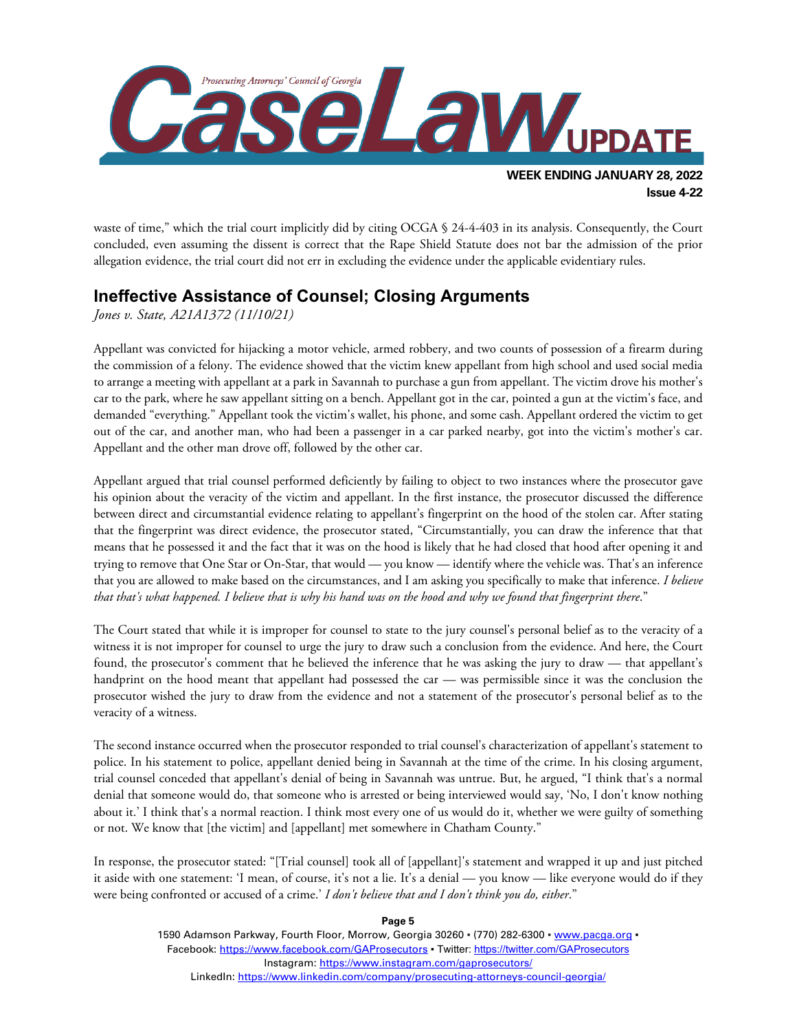waste of time," which the trial court implicitly did by citing OCGA § 24-4-403 in its analysis. Consequently, the Court concluded, even assuming the dissent is correct that the Rape Shield Statute does not bar the admission of the prior allegation evidence, the trial court did not err in excluding the evidence under the applicable evidentiary rules.

## Ineffective Assistance of Counsel; Closing Arguments

*Jones v. State, A21A1372 (11/10/21)*

Appellant was convicted for hijacking a motor vehicle, armed robbery, and two counts of possession of a firearm during the commission of a felony. The evidence showed that the victim knew appellant from high school and used social media to arrange a meeting with appellant at a park in Savannah to purchase a gun from appellant. The victim drove his mother's car to the park, where he saw appellant sitting on a bench. Appellant got in the car, pointed a gun at the victim's face, and demanded "everything." Appellant took the victim's wallet, his phone, and some cash. Appellant ordered the victim to get out of the car, and another man, who had been a passenger in a car parked nearby, got into the victim's mother's car. Appellant and the other man drove off, followed by the other car.

Appellant argued that trial counsel performed deficiently by failing to object to two instances where the prosecutor gave his opinion about the veracity of the victim and appellant. In the first instance, the prosecutor discussed the difference between direct and circumstantial evidence relating to appellant's fingerprint on the hood of the stolen car. After stating that the fingerprint was direct evidence, the prosecutor stated, "Circumstantially, you can draw the inference that that means that he possessed it and the fact that it was on the hood is likely that he had closed that hood after opening it and trying to remove that One Star or On-Star, that would — you know — identify where the vehicle was. That's an inference that you are allowed to make based on the circumstances, and I am asking you specifically to make that inference. *I believe that that's what happened. I believe that is why his hand was on the hood and why we found that fingerprint there*."

The Court stated that while it is improper for counsel to state to the jury counsel's personal belief as to the veracity of a witness it is not improper for counsel to urge the jury to draw such a conclusion from the evidence. And here, the Court found, the prosecutor's comment that he believed the inference that he was asking the jury to draw — that appellant's handprint on the hood meant that appellant had possessed the car — was permissible since it was the conclusion the prosecutor wished the jury to draw from the evidence and not a statement of the prosecutor's personal belief as to the veracity of a witness.

The second instance occurred when the prosecutor responded to trial counsel's characterization of appellant's statement to police. In his statement to police, appellant denied being in Savannah at the time of the crime. In his closing argument, trial counsel conceded that appellant's denial of being in Savannah was untrue. But, he argued, "I think that's a normal denial that someone would do, that someone who is arrested or being interviewed would say, 'No, I don't know nothing about it.' I think that's a normal reaction. I think most every one of us would do it, whether we were guilty of something or not. We know that [the victim] and [appellant] met somewhere in Chatham County."

In response, the prosecutor stated: "[Trial counsel] took all of [appellant]'s statement and wrapped it up and just pitched it aside with one statement: 'I mean, of course, it's not a lie. It's a denial — you know — like everyone would do if they were being confronted or accused of a crime.' *I don't believe that and I don't think you do, either*."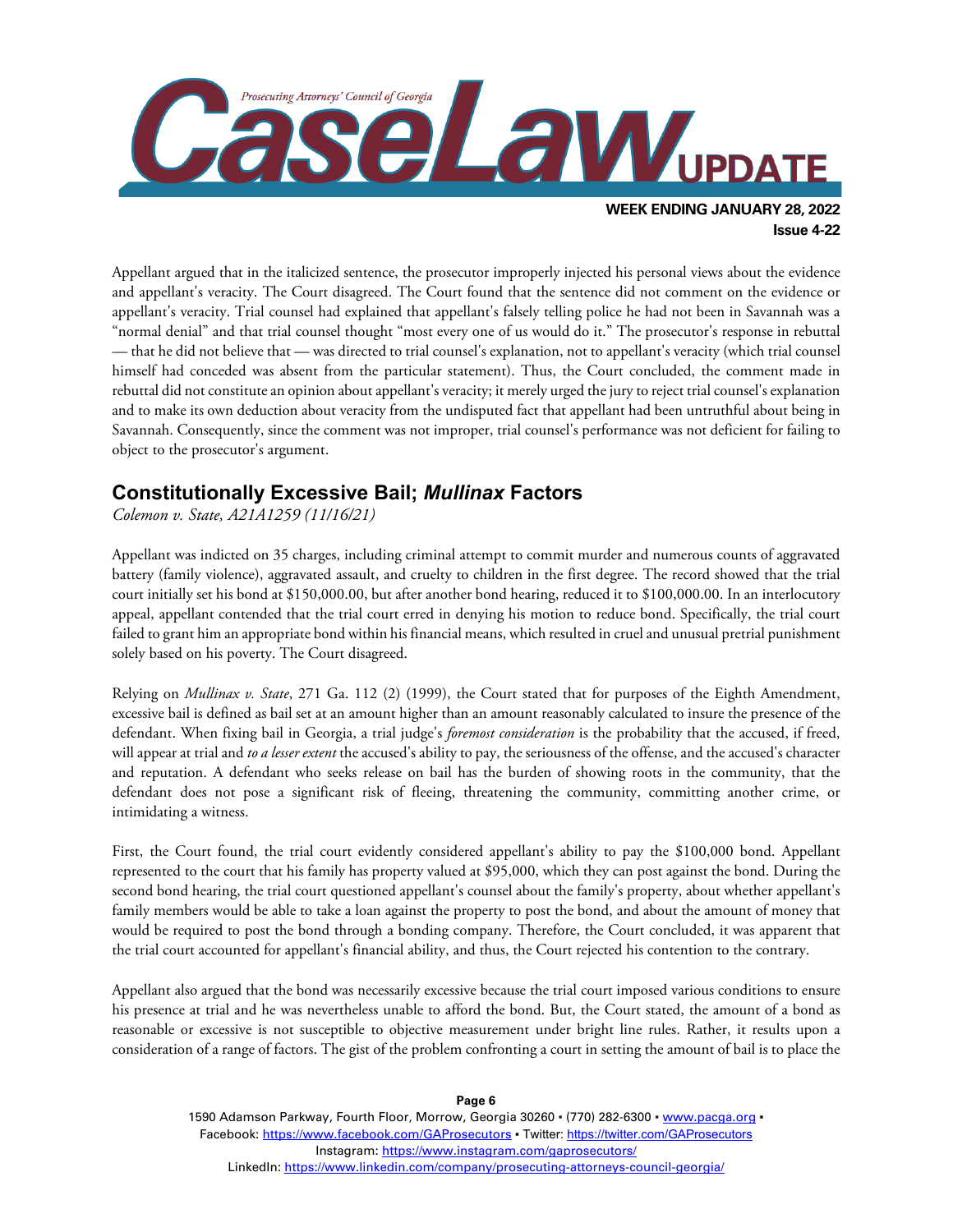Appellant argued that in the italicized sentence, the prosecutor improperly injected his personal views about the evidence and appellant's veracity. The Court disagreed. The Court found that the sentence did not comment on the evidence or appellant's veracity. Trial counsel had explained that appellant's falsely telling police he had not been in Savannah was a "normal denial" and that trial counsel thought "most every one of us would do it." The prosecutor's response in rebuttal — that he did not believe that — was directed to trial counsel's explanation, not to appellant's veracity (which trial counsel himself had conceded was absent from the particular statement). Thus, the Court concluded, the comment made in rebuttal did not constitute an opinion about appellant's veracity; it merely urged the jury to reject trial counsel's explanation and to make its own deduction about veracity from the undisputed fact that appellant had been untruthful about being in Savannah. Consequently, since the comment was not improper, trial counsel's performance was not deficient for failing to object to the prosecutor's argument.

## Constitutionally Excessive Bail; *Mullinax* Factors

*Colemon v. State, A21A1259 (11/16/21)*

Appellant was indicted on 35 charges, including criminal attempt to commit murder and numerous counts of aggravated battery (family violence), aggravated assault, and cruelty to children in the first degree. The record showed that the trial court initially set his bond at $150,000.00, but after another bond hearing, reduced it to $100,000.00. In an interlocutory appeal, appellant contended that the trial court erred in denying his motion to reduce bond. Specifically, the trial court failed to grant him an appropriate bond within his financial means, which resulted in cruel and unusual pretrial punishment solely based on his poverty. The Court disagreed.

Relying on *Mullinax v. State*, 271 Ga. 112 (2) (1999), the Court stated that for purposes of the Eighth Amendment, excessive bail is defined as bail set at an amount higher than an amount reasonably calculated to insure the presence of the defendant. When fixing bail in Georgia, a trial judge's *foremost consideration* is the probability that the accused, if freed, will appear at trial and *to a lesser extent* the accused's ability to pay, the seriousness of the offense, and the accused's character and reputation. A defendant who seeks release on bail has the burden of showing roots in the community, that the defendant does not pose a significant risk of fleeing, threatening the community, committing another crime, or intimidating a witness.

First, the Court found, the trial court evidently considered appellant's ability to pay the $100,000 bond. Appellant represented to the court that his family has property valued at $95,000, which they can post against the bond. During the second bond hearing, the trial court questioned appellant's counsel about the family's property, about whether appellant's family members would be able to take a loan against the property to post the bond, and about the amount of money that would be required to post the bond through a bonding company. Therefore, the Court concluded, it was apparent that the trial court accounted for appellant's financial ability, and thus, the Court rejected his contention to the contrary.

Appellant also argued that the bond was necessarily excessive because the trial court imposed various conditions to ensure his presence at trial and he was nevertheless unable to afford the bond. But, the Court stated, the amount of a bond as reasonable or excessive is not susceptible to objective measurement under bright line rules. Rather, it results upon a consideration of a range of factors. The gist of the problem confronting a court in setting the amount of bail is to place the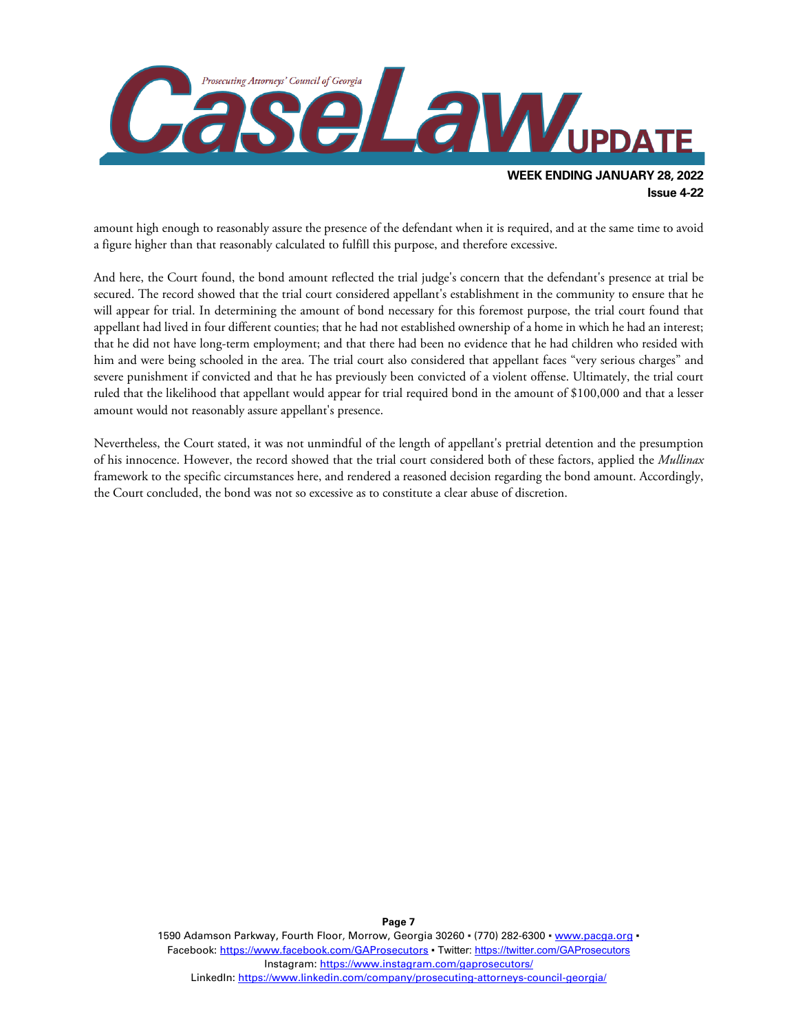amount high enough to reasonably assure the presence of the defendant when it is required, and at the same time to avoid a figure higher than that reasonably calculated to fulfill this purpose, and therefore excessive.

And here, the Court found, the bond amount reflected the trial judge's concern that the defendant's presence at trial be secured. The record showed that the trial court considered appellant's establishment in the community to ensure that he will appear for trial. In determining the amount of bond necessary for this foremost purpose, the trial court found that appellant had lived in four different counties; that he had not established ownership of a home in which he had an interest; that he did not have long-term employment; and that there had been no evidence that he had children who resided with him and were being schooled in the area. The trial court also considered that appellant faces "very serious charges" and severe punishment if convicted and that he has previously been convicted of a violent offense. Ultimately, the trial court ruled that the likelihood that appellant would appear for trial required bond in the amount of $100,000 and that a lesser amount would not reasonably assure appellant's presence.

Nevertheless, the Court stated, it was not unmindful of the length of appellant's pretrial detention and the presumption of his innocence. However, the record showed that the trial court considered both of these factors, applied the *Mullinax* framework to the specific circumstances here, and rendered a reasoned decision regarding the bond amount. Accordingly, the Court concluded, the bond was not so excessive as to constitute a clear abuse of discretion.